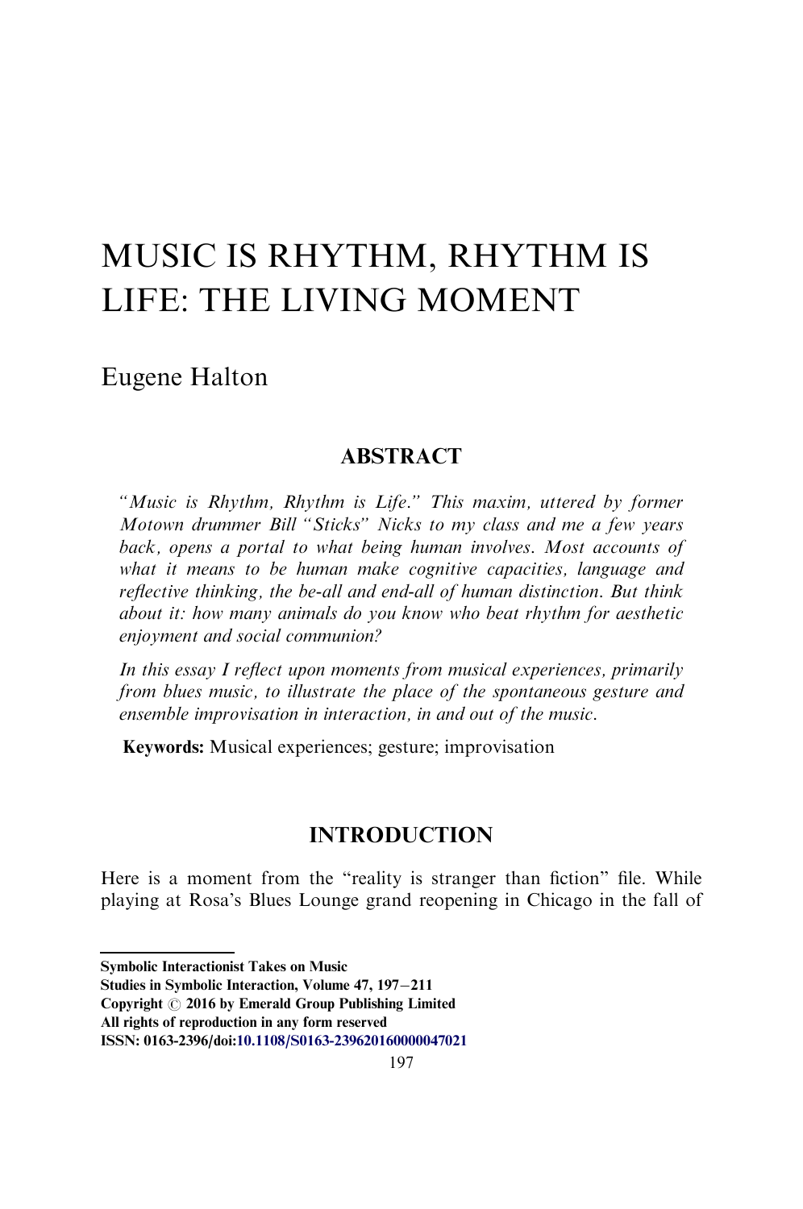# MUSIC IS RHYTHM, RHYTHM IS LIFE: THE LIVING MOMENT

Eugene Halton

## ABSTRACT

*"Music is Rhythm, Rhythm is Life." This maxim, uttered by former Motown drummer Bill "Sticks" Nicks to my class and me a few years back, opens a portal to what being human involves. Most accounts of what it means to be human make cognitive capacities, language and reflective thinking, the be-all and end-all of human distinction. But think about it: how many animals do you know who beat rhythm for aesthetic enjoyment and social communion?*

*In this essay I reflect upon moments from musical experiences, primarily from blues music, to illustrate the place of the spontaneous gesture and ensemble improvisation in interaction, in and out of the music.*

**Keywords:** Musical experiences; gesture; improvisation

## INTRODUCTION

Here is a moment from the "reality is stranger than fiction" file. While playing at Rosa's Blues Lounge grand reopening in Chicago in the fall of

**Symbolic Interactionist Takes on Music**
**Studies in Symbolic Interaction, Volume 47, 197–211**
**Copyright © 2016 by Emerald Group Publishing Limited**
**All rights of reproduction in any form reserved**
**ISSN: 0163-2396/doi:10.1108/S0163-239620160000047021**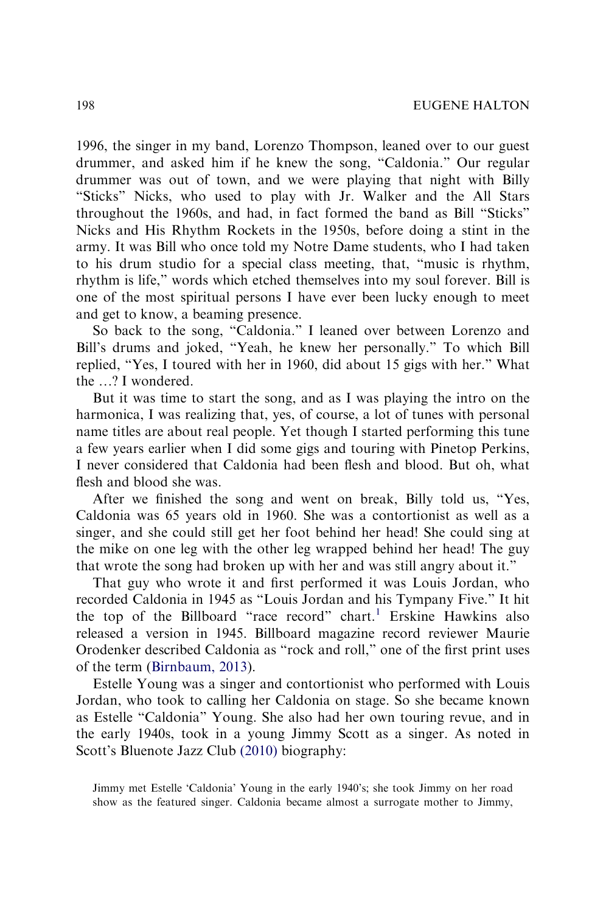1996, the singer in my band, Lorenzo Thompson, leaned over to our guest drummer, and asked him if he knew the song, "Caldonia." Our regular drummer was out of town, and we were playing that night with Billy "Sticks" Nicks, who used to play with Jr. Walker and the All Stars throughout the 1960s, and had, in fact formed the band as Bill "Sticks" Nicks and His Rhythm Rockets in the 1950s, before doing a stint in the army. It was Bill who once told my Notre Dame students, who I had taken to his drum studio for a special class meeting, that, "music is rhythm, rhythm is life," words which etched themselves into my soul forever. Bill is one of the most spiritual persons I have ever been lucky enough to meet and get to know, a beaming presence.

So back to the song, "Caldonia." I leaned over between Lorenzo and Bill's drums and joked, "Yeah, he knew her personally." To which Bill replied, "Yes, I toured with her in 1960, did about 15 gigs with her." What the …? I wondered.

But it was time to start the song, and as I was playing the intro on the harmonica, I was realizing that, yes, of course, a lot of tunes with personal name titles are about real people. Yet though I started performing this tune a few years earlier when I did some gigs and touring with Pinetop Perkins, I never considered that Caldonia had been flesh and blood. But oh, what flesh and blood she was.

After we finished the song and went on break, Billy told us, "Yes, Caldonia was 65 years old in 1960. She was a contortionist as well as a singer, and she could still get her foot behind her head! She could sing at the mike on one leg with the other leg wrapped behind her head! The guy that wrote the song had broken up with her and was still angry about it."

That guy who wrote it and first performed it was Louis Jordan, who recorded Caldonia in 1945 as "Louis Jordan and his Tympany Five." It hit the top of the Billboard "race record" chart.[1] Erskine Hawkins also released a version in 1945. Billboard magazine record reviewer Maurie Orodenker described Caldonia as "rock and roll," one of the first print uses of the term (Birnbaum, 2013).

Estelle Young was a singer and contortionist who performed with Louis Jordan, who took to calling her Caldonia on stage. So she became known as Estelle "Caldonia" Young. She also had her own touring revue, and in the early 1940s, took in a young Jimmy Scott as a singer. As noted in Scott's Bluenote Jazz Club (2010) biography:

> Jimmy met Estelle 'Caldonia' Young in the early 1940's; she took Jimmy on her road show as the featured singer. Caldonia became almost a surrogate mother to Jimmy,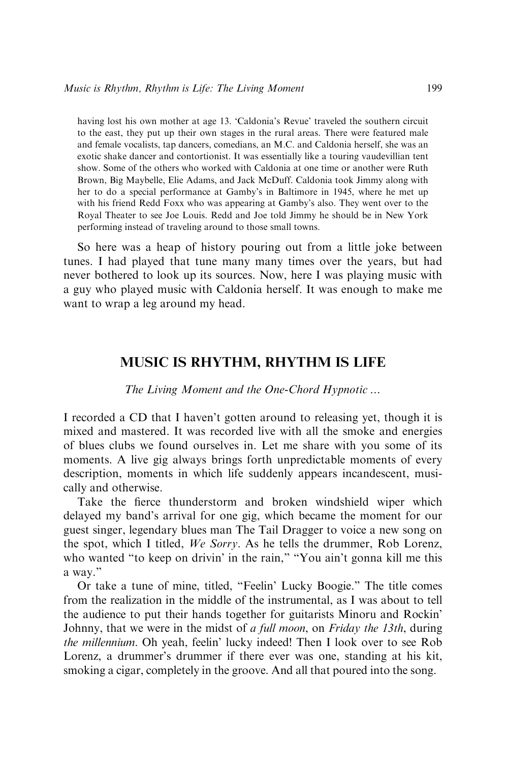having lost his own mother at age 13. 'Caldonia's Revue' traveled the southern circuit to the east, they put up their own stages in the rural areas. There were featured male and female vocalists, tap dancers, comedians, an M.C. and Caldonia herself, she was an exotic shake dancer and contortionist. It was essentially like a touring vaudevillian tent show. Some of the others who worked with Caldonia at one time or another were Ruth Brown, Big Maybelle, Elie Adams, and Jack McDuff. Caldonia took Jimmy along with her to do a special performance at Gamby's in Baltimore in 1945, where he met up with his friend Redd Foxx who was appearing at Gamby's also. They went over to the Royal Theater to see Joe Louis. Redd and Joe told Jimmy he should be in New York performing instead of traveling around to those small towns.

So here was a heap of history pouring out from a little joke between tunes. I had played that tune many many times over the years, but had never bothered to look up its sources. Now, here I was playing music with a guy who played music with Caldonia herself. It was enough to make me want to wrap a leg around my head.

## MUSIC IS RHYTHM, RHYTHM IS LIFE

*The Living Moment and the One-Chord Hypnotic ...*

I recorded a CD that I haven't gotten around to releasing yet, though it is mixed and mastered. It was recorded live with all the smoke and energies of blues clubs we found ourselves in. Let me share with you some of its moments. A live gig always brings forth unpredictable moments of every description, moments in which life suddenly appears incandescent, musically and otherwise.

Take the fierce thunderstorm and broken windshield wiper which delayed my band's arrival for one gig, which became the moment for our guest singer, legendary blues man The Tail Dragger to voice a new song on the spot, which I titled, *We Sorry*. As he tells the drummer, Rob Lorenz, who wanted "to keep on drivin' in the rain," "You ain't gonna kill me this a way."

Or take a tune of mine, titled, "Feelin' Lucky Boogie." The title comes from the realization in the middle of the instrumental, as I was about to tell the audience to put their hands together for guitarists Minoru and Rockin' Johnny, that we were in the midst of *a full moon*, on *Friday the 13th*, during *the millennium*. Oh yeah, feelin' lucky indeed! Then I look over to see Rob Lorenz, a drummer's drummer if there ever was one, standing at his kit, smoking a cigar, completely in the groove. And all that poured into the song.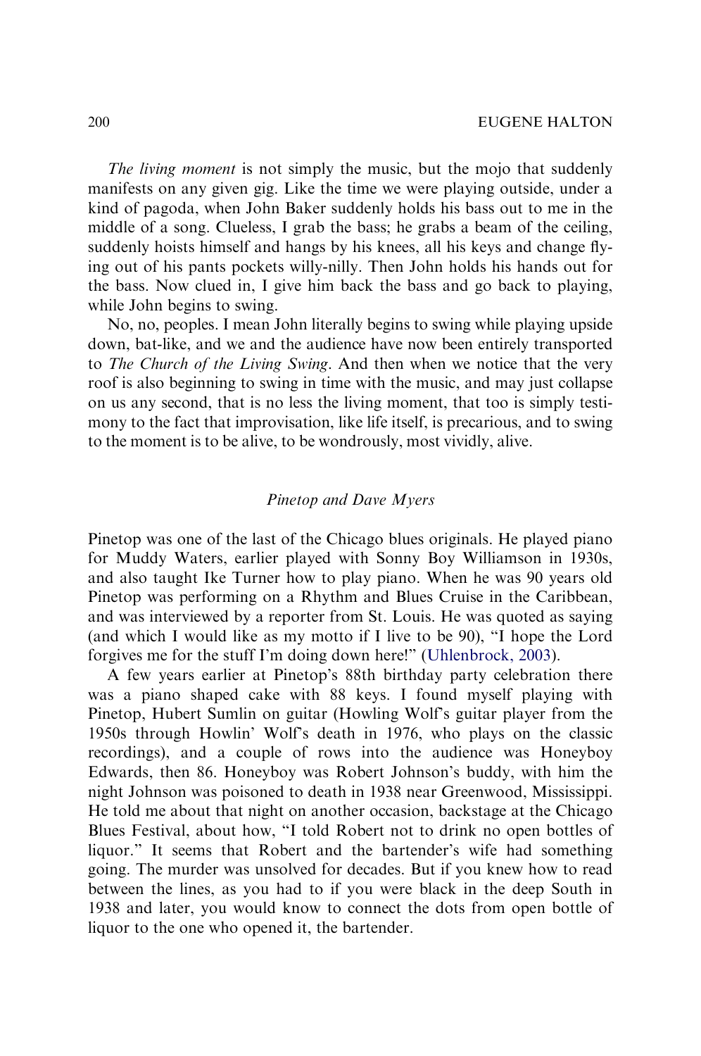*The living moment* is not simply the music, but the mojo that suddenly manifests on any given gig. Like the time we were playing outside, under a kind of pagoda, when John Baker suddenly holds his bass out to me in the middle of a song. Clueless, I grab the bass; he grabs a beam of the ceiling, suddenly hoists himself and hangs by his knees, all his keys and change flying out of his pants pockets willy-nilly. Then John holds his hands out for the bass. Now clued in, I give him back the bass and go back to playing, while John begins to swing.

No, no, peoples. I mean John literally begins to swing while playing upside down, bat-like, and we and the audience have now been entirely transported to *The Church of the Living Swing*. And then when we notice that the very roof is also beginning to swing in time with the music, and may just collapse on us any second, that is no less the living moment, that too is simply testimony to the fact that improvisation, like life itself, is precarious, and to swing to the moment is to be alive, to be wondrously, most vividly, alive.

### *Pinetop and Dave Myers*

Pinetop was one of the last of the Chicago blues originals. He played piano for Muddy Waters, earlier played with Sonny Boy Williamson in 1930s, and also taught Ike Turner how to play piano. When he was 90 years old Pinetop was performing on a Rhythm and Blues Cruise in the Caribbean, and was interviewed by a reporter from St. Louis. He was quoted as saying (and which I would like as my motto if I live to be 90), "I hope the Lord forgives me for the stuff I'm doing down here!" (Uhlenbrock, 2003).

A few years earlier at Pinetop's 88th birthday party celebration there was a piano shaped cake with 88 keys. I found myself playing with Pinetop, Hubert Sumlin on guitar (Howling Wolf's guitar player from the 1950s through Howlin' Wolf's death in 1976, who plays on the classic recordings), and a couple of rows into the audience was Honeyboy Edwards, then 86. Honeyboy was Robert Johnson's buddy, with him the night Johnson was poisoned to death in 1938 near Greenwood, Mississippi. He told me about that night on another occasion, backstage at the Chicago Blues Festival, about how, "I told Robert not to drink no open bottles of liquor." It seems that Robert and the bartender's wife had something going. The murder was unsolved for decades. But if you knew how to read between the lines, as you had to if you were black in the deep South in 1938 and later, you would know to connect the dots from open bottle of liquor to the one who opened it, the bartender.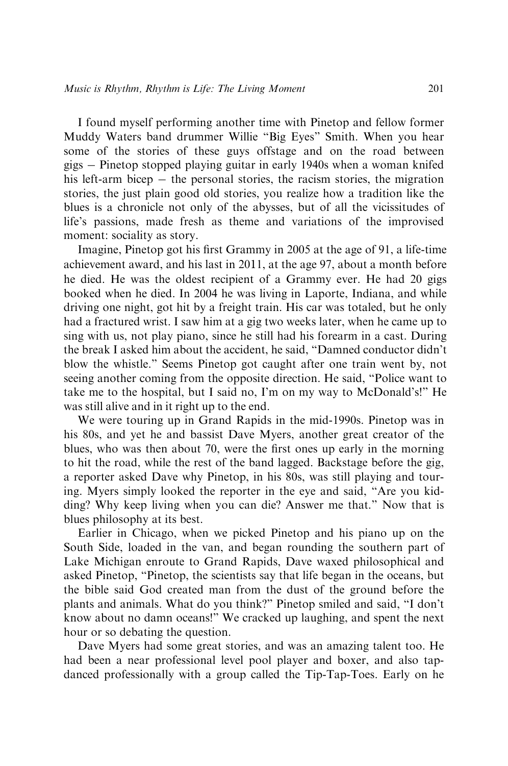I found myself performing another time with Pinetop and fellow former Muddy Waters band drummer Willie "Big Eyes" Smith. When you hear some of the stories of these guys offstage and on the road between gigs – Pinetop stopped playing guitar in early 1940s when a woman knifed his left-arm bicep – the personal stories, the racism stories, the migration stories, the just plain good old stories, you realize how a tradition like the blues is a chronicle not only of the abysses, but of all the vicissitudes of life's passions, made fresh as theme and variations of the improvised moment: sociality as story.

Imagine, Pinetop got his first Grammy in 2005 at the age of 91, a life-time achievement award, and his last in 2011, at the age 97, about a month before he died. He was the oldest recipient of a Grammy ever. He had 20 gigs booked when he died. In 2004 he was living in Laporte, Indiana, and while driving one night, got hit by a freight train. His car was totaled, but he only had a fractured wrist. I saw him at a gig two weeks later, when he came up to sing with us, not play piano, since he still had his forearm in a cast. During the break I asked him about the accident, he said, "Damned conductor didn't blow the whistle." Seems Pinetop got caught after one train went by, not seeing another coming from the opposite direction. He said, "Police want to take me to the hospital, but I said no, I'm on my way to McDonald's!" He was still alive and in it right up to the end.

We were touring up in Grand Rapids in the mid-1990s. Pinetop was in his 80s, and yet he and bassist Dave Myers, another great creator of the blues, who was then about 70, were the first ones up early in the morning to hit the road, while the rest of the band lagged. Backstage before the gig, a reporter asked Dave why Pinetop, in his 80s, was still playing and touring. Myers simply looked the reporter in the eye and said, "Are you kidding? Why keep living when you can die? Answer me that." Now that is blues philosophy at its best.

Earlier in Chicago, when we picked Pinetop and his piano up on the South Side, loaded in the van, and began rounding the southern part of Lake Michigan enroute to Grand Rapids, Dave waxed philosophical and asked Pinetop, "Pinetop, the scientists say that life began in the oceans, but the bible said God created man from the dust of the ground before the plants and animals. What do you think?" Pinetop smiled and said, "I don't know about no damn oceans!" We cracked up laughing, and spent the next hour or so debating the question.

Dave Myers had some great stories, and was an amazing talent too. He had been a near professional level pool player and boxer, and also tap-danced professionally with a group called the Tip-Tap-Toes. Early on he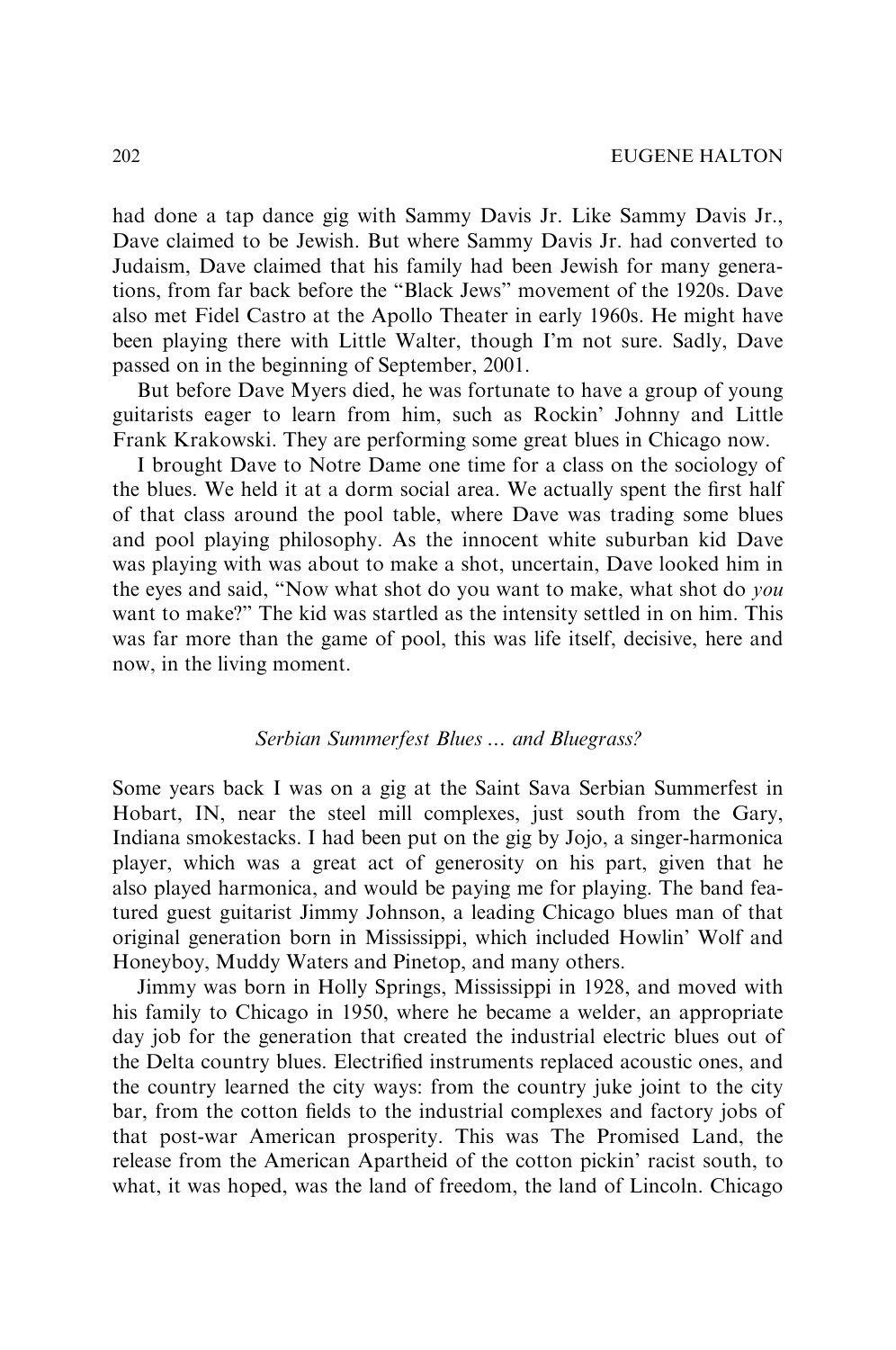had done a tap dance gig with Sammy Davis Jr. Like Sammy Davis Jr., Dave claimed to be Jewish. But where Sammy Davis Jr. had converted to Judaism, Dave claimed that his family had been Jewish for many generations, from far back before the "Black Jews" movement of the 1920s. Dave also met Fidel Castro at the Apollo Theater in early 1960s. He might have been playing there with Little Walter, though I'm not sure. Sadly, Dave passed on in the beginning of September, 2001.

But before Dave Myers died, he was fortunate to have a group of young guitarists eager to learn from him, such as Rockin' Johnny and Little Frank Krakowski. They are performing some great blues in Chicago now.

I brought Dave to Notre Dame one time for a class on the sociology of the blues. We held it at a dorm social area. We actually spent the first half of that class around the pool table, where Dave was trading some blues and pool playing philosophy. As the innocent white suburban kid Dave was playing with was about to make a shot, uncertain, Dave looked him in the eyes and said, "Now what shot do you want to make, what shot do *you* want to make?" The kid was startled as the intensity settled in on him. This was far more than the game of pool, this was life itself, decisive, here and now, in the living moment.

### *Serbian Summerfest Blues ... and Bluegrass?*

Some years back I was on a gig at the Saint Sava Serbian Summerfest in Hobart, IN, near the steel mill complexes, just south from the Gary, Indiana smokestacks. I had been put on the gig by Jojo, a singer-harmonica player, which was a great act of generosity on his part, given that he also played harmonica, and would be paying me for playing. The band featured guest guitarist Jimmy Johnson, a leading Chicago blues man of that original generation born in Mississippi, which included Howlin' Wolf and Honeyboy, Muddy Waters and Pinetop, and many others.

Jimmy was born in Holly Springs, Mississippi in 1928, and moved with his family to Chicago in 1950, where he became a welder, an appropriate day job for the generation that created the industrial electric blues out of the Delta country blues. Electrified instruments replaced acoustic ones, and the country learned the city ways: from the country juke joint to the city bar, from the cotton fields to the industrial complexes and factory jobs of that post-war American prosperity. This was The Promised Land, the release from the American Apartheid of the cotton pickin' racist south, to what, it was hoped, was the land of freedom, the land of Lincoln. Chicago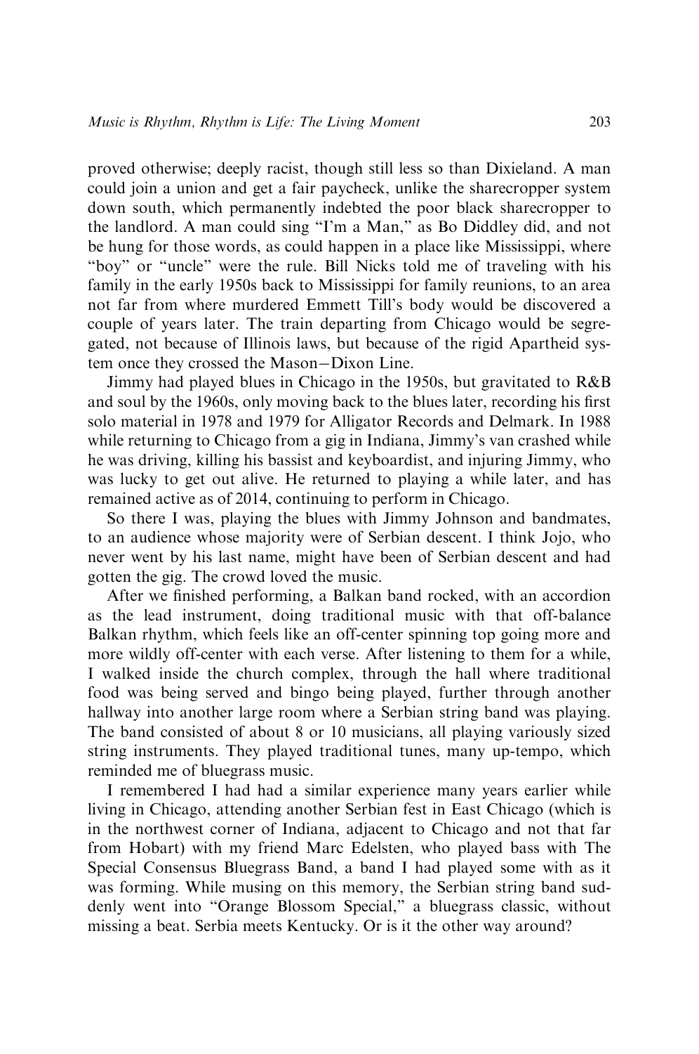proved otherwise; deeply racist, though still less so than Dixieland. A man could join a union and get a fair paycheck, unlike the sharecropper system down south, which permanently indebted the poor black sharecropper to the landlord. A man could sing "I'm a Man," as Bo Diddley did, and not be hung for those words, as could happen in a place like Mississippi, where "boy" or "uncle" were the rule. Bill Nicks told me of traveling with his family in the early 1950s back to Mississippi for family reunions, to an area not far from where murdered Emmett Till's body would be discovered a couple of years later. The train departing from Chicago would be segregated, not because of Illinois laws, but because of the rigid Apartheid system once they crossed the Mason–Dixon Line.

Jimmy had played blues in Chicago in the 1950s, but gravitated to R&B and soul by the 1960s, only moving back to the blues later, recording his first solo material in 1978 and 1979 for Alligator Records and Delmark. In 1988 while returning to Chicago from a gig in Indiana, Jimmy's van crashed while he was driving, killing his bassist and keyboardist, and injuring Jimmy, who was lucky to get out alive. He returned to playing a while later, and has remained active as of 2014, continuing to perform in Chicago.

So there I was, playing the blues with Jimmy Johnson and bandmates, to an audience whose majority were of Serbian descent. I think Jojo, who never went by his last name, might have been of Serbian descent and had gotten the gig. The crowd loved the music.

After we finished performing, a Balkan band rocked, with an accordion as the lead instrument, doing traditional music with that off-balance Balkan rhythm, which feels like an off-center spinning top going more and more wildly off-center with each verse. After listening to them for a while, I walked inside the church complex, through the hall where traditional food was being served and bingo being played, further through another hallway into another large room where a Serbian string band was playing. The band consisted of about 8 or 10 musicians, all playing variously sized string instruments. They played traditional tunes, many up-tempo, which reminded me of bluegrass music.

I remembered I had had a similar experience many years earlier while living in Chicago, attending another Serbian fest in East Chicago (which is in the northwest corner of Indiana, adjacent to Chicago and not that far from Hobart) with my friend Marc Edelsten, who played bass with The Special Consensus Bluegrass Band, a band I had played some with as it was forming. While musing on this memory, the Serbian string band suddenly went into "Orange Blossom Special," a bluegrass classic, without missing a beat. Serbia meets Kentucky. Or is it the other way around?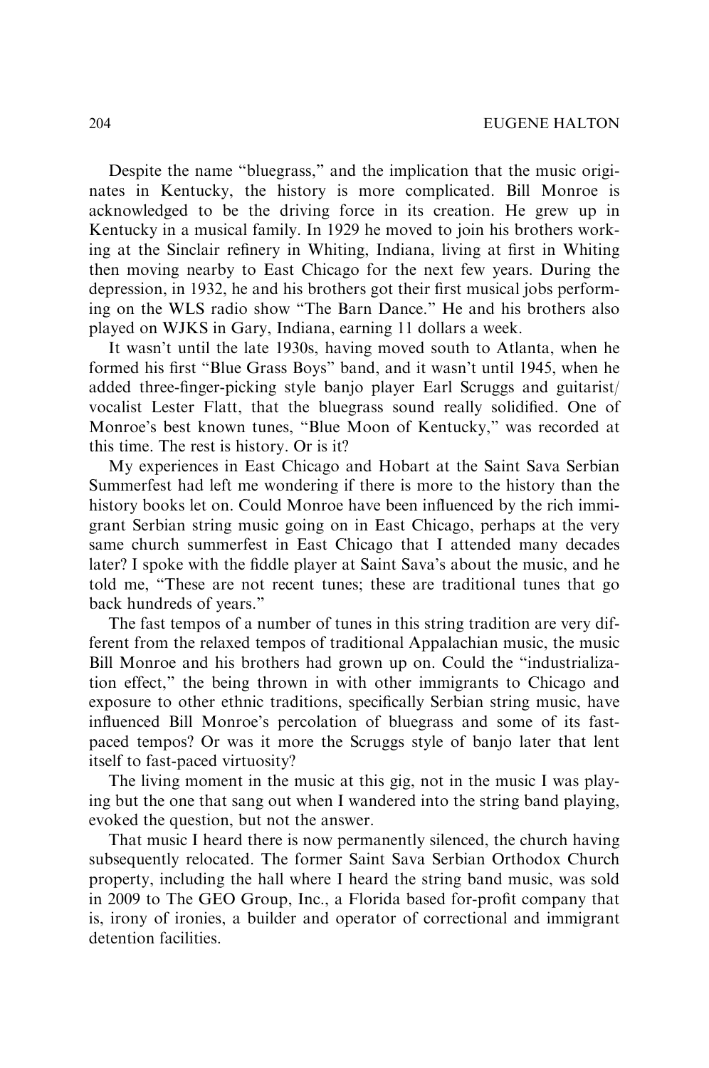Despite the name "bluegrass," and the implication that the music originates in Kentucky, the history is more complicated. Bill Monroe is acknowledged to be the driving force in its creation. He grew up in Kentucky in a musical family. In 1929 he moved to join his brothers working at the Sinclair refinery in Whiting, Indiana, living at first in Whiting then moving nearby to East Chicago for the next few years. During the depression, in 1932, he and his brothers got their first musical jobs performing on the WLS radio show "The Barn Dance." He and his brothers also played on WJKS in Gary, Indiana, earning 11 dollars a week.

It wasn't until the late 1930s, having moved south to Atlanta, when he formed his first "Blue Grass Boys" band, and it wasn't until 1945, when he added three-finger-picking style banjo player Earl Scruggs and guitarist/vocalist Lester Flatt, that the bluegrass sound really solidified. One of Monroe's best known tunes, "Blue Moon of Kentucky," was recorded at this time. The rest is history. Or is it?

My experiences in East Chicago and Hobart at the Saint Sava Serbian Summerfest had left me wondering if there is more to the history than the history books let on. Could Monroe have been influenced by the rich immigrant Serbian string music going on in East Chicago, perhaps at the very same church summerfest in East Chicago that I attended many decades later? I spoke with the fiddle player at Saint Sava's about the music, and he told me, "These are not recent tunes; these are traditional tunes that go back hundreds of years."

The fast tempos of a number of tunes in this string tradition are very different from the relaxed tempos of traditional Appalachian music, the music Bill Monroe and his brothers had grown up on. Could the "industrialization effect," the being thrown in with other immigrants to Chicago and exposure to other ethnic traditions, specifically Serbian string music, have influenced Bill Monroe's percolation of bluegrass and some of its fast-paced tempos? Or was it more the Scruggs style of banjo later that lent itself to fast-paced virtuosity?

The living moment in the music at this gig, not in the music I was playing but the one that sang out when I wandered into the string band playing, evoked the question, but not the answer.

That music I heard there is now permanently silenced, the church having subsequently relocated. The former Saint Sava Serbian Orthodox Church property, including the hall where I heard the string band music, was sold in 2009 to The GEO Group, Inc., a Florida based for-profit company that is, irony of ironies, a builder and operator of correctional and immigrant detention facilities.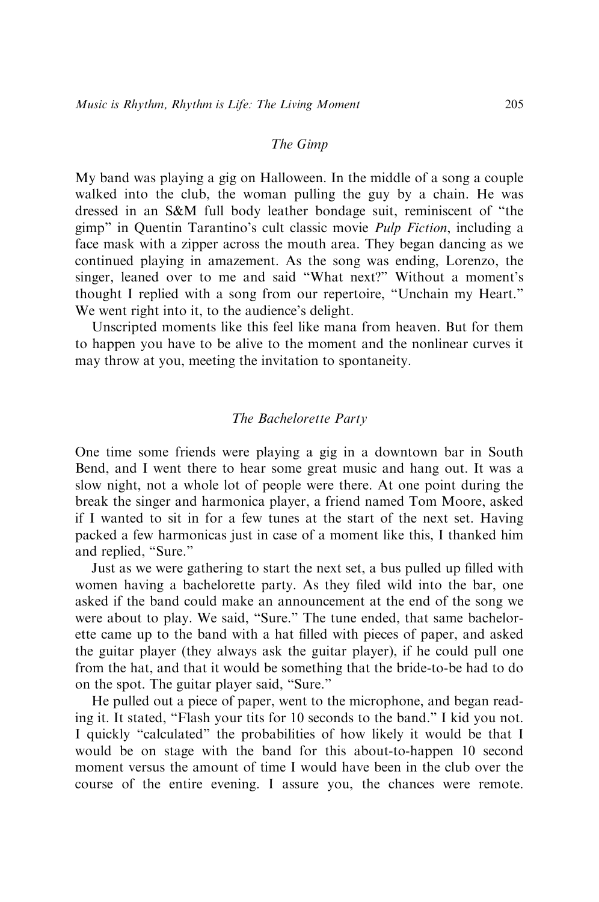### *The Gimp*

My band was playing a gig on Halloween. In the middle of a song a couple walked into the club, the woman pulling the guy by a chain. He was dressed in an S&M full body leather bondage suit, reminiscent of "the gimp" in Quentin Tarantino's cult classic movie *Pulp Fiction*, including a face mask with a zipper across the mouth area. They began dancing as we continued playing in amazement. As the song was ending, Lorenzo, the singer, leaned over to me and said "What next?" Without a moment's thought I replied with a song from our repertoire, "Unchain my Heart." We went right into it, to the audience's delight.

Unscripted moments like this feel like mana from heaven. But for them to happen you have to be alive to the moment and the nonlinear curves it may throw at you, meeting the invitation to spontaneity.

### *The Bachelorette Party*

One time some friends were playing a gig in a downtown bar in South Bend, and I went there to hear some great music and hang out. It was a slow night, not a whole lot of people were there. At one point during the break the singer and harmonica player, a friend named Tom Moore, asked if I wanted to sit in for a few tunes at the start of the next set. Having packed a few harmonicas just in case of a moment like this, I thanked him and replied, "Sure."

Just as we were gathering to start the next set, a bus pulled up filled with women having a bachelorette party. As they filed wild into the bar, one asked if the band could make an announcement at the end of the song we were about to play. We said, "Sure." The tune ended, that same bachelorette came up to the band with a hat filled with pieces of paper, and asked the guitar player (they always ask the guitar player), if he could pull one from the hat, and that it would be something that the bride-to-be had to do on the spot. The guitar player said, "Sure."

He pulled out a piece of paper, went to the microphone, and began reading it. It stated, "Flash your tits for 10 seconds to the band." I kid you not. I quickly "calculated" the probabilities of how likely it would be that I would be on stage with the band for this about-to-happen 10 second moment versus the amount of time I would have been in the club over the course of the entire evening. I assure you, the chances were remote.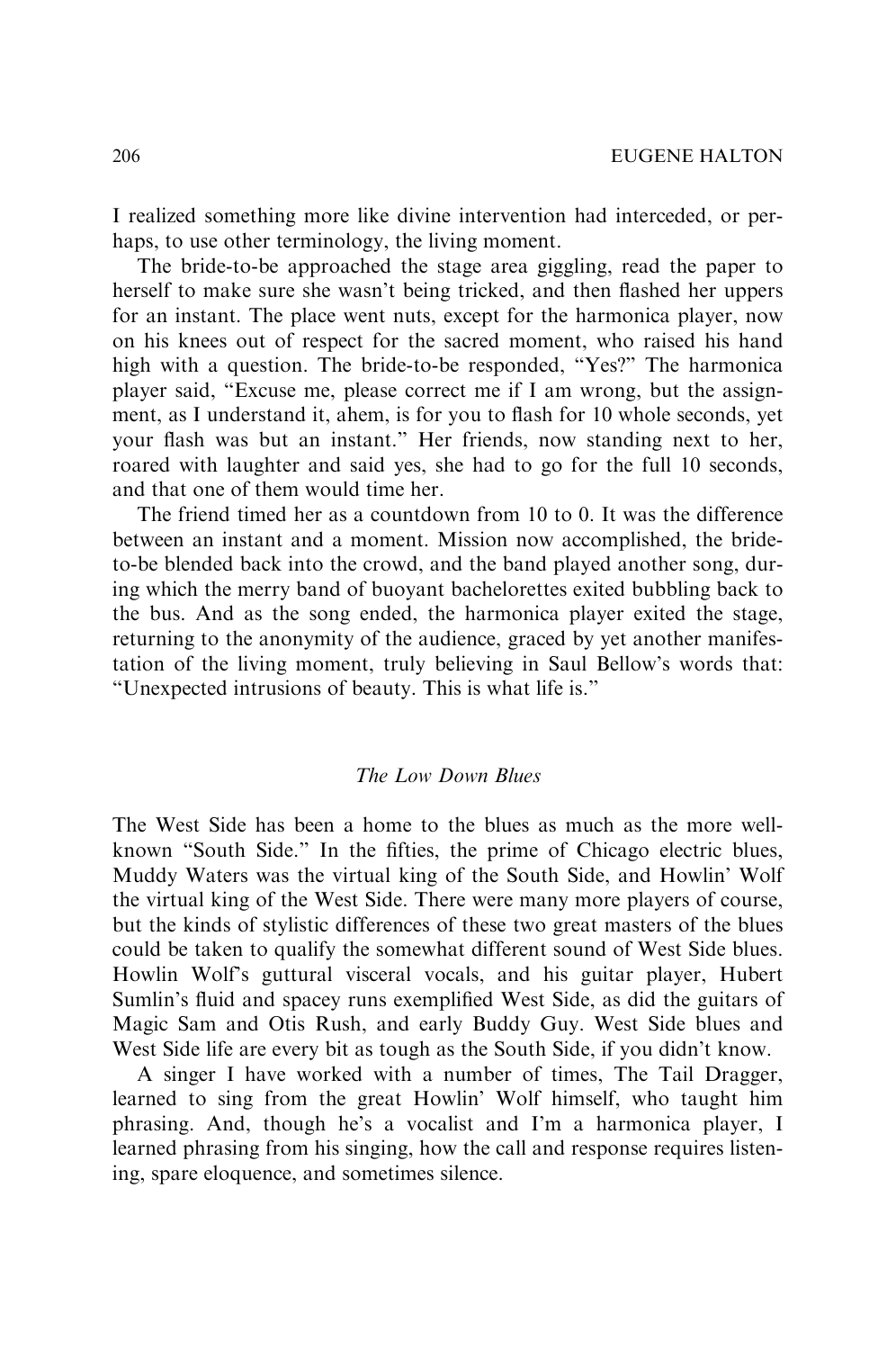I realized something more like divine intervention had interceded, or perhaps, to use other terminology, the living moment.

The bride-to-be approached the stage area giggling, read the paper to herself to make sure she wasn't being tricked, and then flashed her uppers for an instant. The place went nuts, except for the harmonica player, now on his knees out of respect for the sacred moment, who raised his hand high with a question. The bride-to-be responded, "Yes?" The harmonica player said, "Excuse me, please correct me if I am wrong, but the assignment, as I understand it, ahem, is for you to flash for 10 whole seconds, yet your flash was but an instant." Her friends, now standing next to her, roared with laughter and said yes, she had to go for the full 10 seconds, and that one of them would time her.

The friend timed her as a countdown from 10 to 0. It was the difference between an instant and a moment. Mission now accomplished, the bride-to-be blended back into the crowd, and the band played another song, during which the merry band of buoyant bachelorettes exited bubbling back to the bus. And as the song ended, the harmonica player exited the stage, returning to the anonymity of the audience, graced by yet another manifestation of the living moment, truly believing in Saul Bellow's words that: "Unexpected intrusions of beauty. This is what life is."

## *The Low Down Blues*

The West Side has been a home to the blues as much as the more well-known "South Side." In the fifties, the prime of Chicago electric blues, Muddy Waters was the virtual king of the South Side, and Howlin' Wolf the virtual king of the West Side. There were many more players of course, but the kinds of stylistic differences of these two great masters of the blues could be taken to qualify the somewhat different sound of West Side blues. Howlin Wolf's guttural visceral vocals, and his guitar player, Hubert Sumlin's fluid and spacey runs exemplified West Side, as did the guitars of Magic Sam and Otis Rush, and early Buddy Guy. West Side blues and West Side life are every bit as tough as the South Side, if you didn't know.

A singer I have worked with a number of times, The Tail Dragger, learned to sing from the great Howlin' Wolf himself, who taught him phrasing. And, though he's a vocalist and I'm a harmonica player, I learned phrasing from his singing, how the call and response requires listening, spare eloquence, and sometimes silence.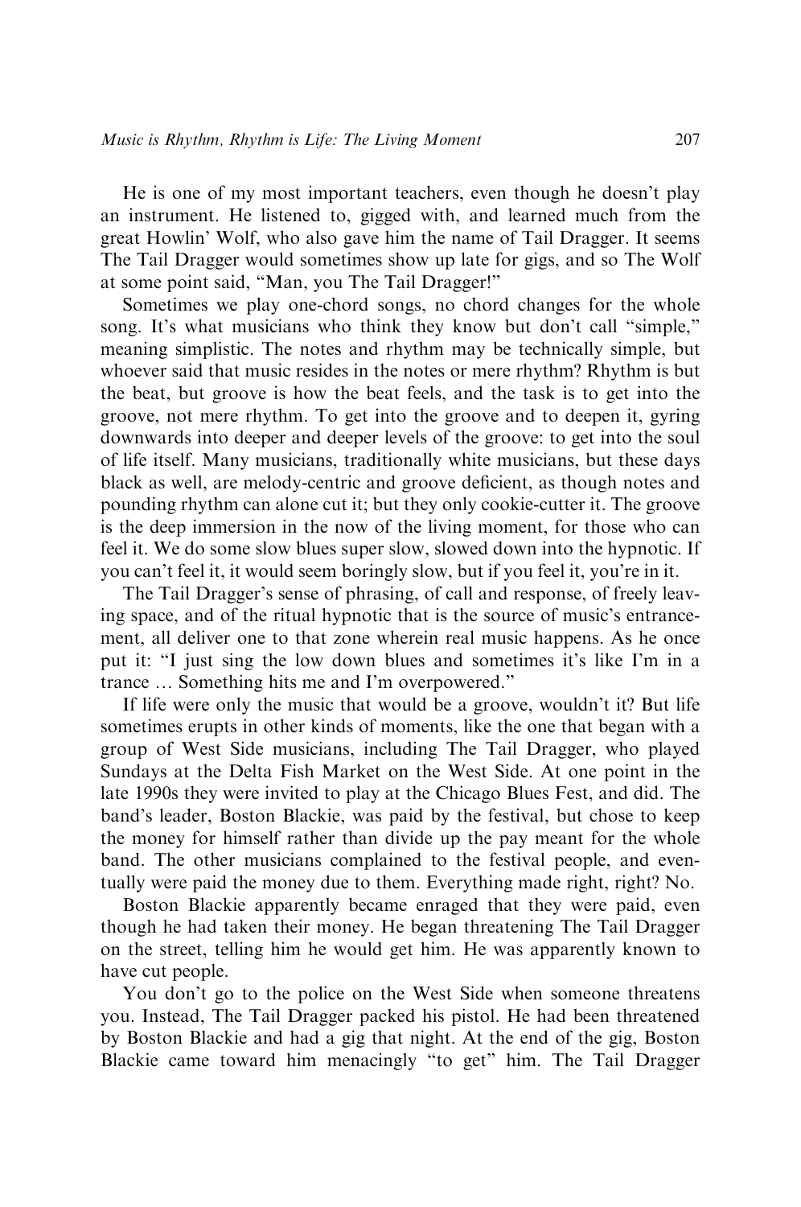He is one of my most important teachers, even though he doesn't play an instrument. He listened to, gigged with, and learned much from the great Howlin' Wolf, who also gave him the name of Tail Dragger. It seems The Tail Dragger would sometimes show up late for gigs, and so The Wolf at some point said, "Man, you The Tail Dragger!"

Sometimes we play one-chord songs, no chord changes for the whole song. It's what musicians who think they know but don't call "simple," meaning simplistic. The notes and rhythm may be technically simple, but whoever said that music resides in the notes or mere rhythm? Rhythm is but the beat, but groove is how the beat feels, and the task is to get into the groove, not mere rhythm. To get into the groove and to deepen it, gyring downwards into deeper and deeper levels of the groove: to get into the soul of life itself. Many musicians, traditionally white musicians, but these days black as well, are melody-centric and groove deficient, as though notes and pounding rhythm can alone cut it; but they only cookie-cutter it. The groove is the deep immersion in the now of the living moment, for those who can feel it. We do some slow blues super slow, slowed down into the hypnotic. If you can't feel it, it would seem boringly slow, but if you feel it, you're in it.

The Tail Dragger's sense of phrasing, of call and response, of freely leaving space, and of the ritual hypnotic that is the source of music's entrancement, all deliver one to that zone wherein real music happens. As he once put it: "I just sing the low down blues and sometimes it's like I'm in a trance … Something hits me and I'm overpowered."

If life were only the music that would be a groove, wouldn't it? But life sometimes erupts in other kinds of moments, like the one that began with a group of West Side musicians, including The Tail Dragger, who played Sundays at the Delta Fish Market on the West Side. At one point in the late 1990s they were invited to play at the Chicago Blues Fest, and did. The band's leader, Boston Blackie, was paid by the festival, but chose to keep the money for himself rather than divide up the pay meant for the whole band. The other musicians complained to the festival people, and eventually were paid the money due to them. Everything made right, right? No.

Boston Blackie apparently became enraged that they were paid, even though he had taken their money. He began threatening The Tail Dragger on the street, telling him he would get him. He was apparently known to have cut people.

You don't go to the police on the West Side when someone threatens you. Instead, The Tail Dragger packed his pistol. He had been threatened by Boston Blackie and had a gig that night. At the end of the gig, Boston Blackie came toward him menacingly "to get" him. The Tail Dragger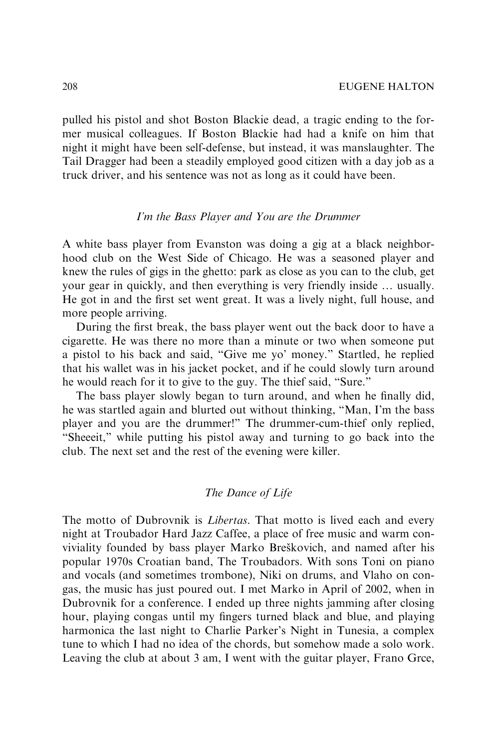pulled his pistol and shot Boston Blackie dead, a tragic ending to the former musical colleagues. If Boston Blackie had had a knife on him that night it might have been self-defense, but instead, it was manslaughter. The Tail Dragger had been a steadily employed good citizen with a day job as a truck driver, and his sentence was not as long as it could have been.

### *I'm the Bass Player and You are the Drummer*

A white bass player from Evanston was doing a gig at a black neighborhood club on the West Side of Chicago. He was a seasoned player and knew the rules of gigs in the ghetto: park as close as you can to the club, get your gear in quickly, and then everything is very friendly inside … usually. He got in and the first set went great. It was a lively night, full house, and more people arriving.

During the first break, the bass player went out the back door to have a cigarette. He was there no more than a minute or two when someone put a pistol to his back and said, "Give me yo' money." Startled, he replied that his wallet was in his jacket pocket, and if he could slowly turn around he would reach for it to give to the guy. The thief said, "Sure."

The bass player slowly began to turn around, and when he finally did, he was startled again and blurted out without thinking, "Man, I'm the bass player and you are the drummer!" The drummer-cum-thief only replied, "Sheeeit," while putting his pistol away and turning to go back into the club. The next set and the rest of the evening were killer.

### *The Dance of Life*

The motto of Dubrovnik is *Libertas*. That motto is lived each and every night at Troubador Hard Jazz Caffee, a place of free music and warm conviviality founded by bass player Marko Breškovich, and named after his popular 1970s Croatian band, The Troubadors. With sons Toni on piano and vocals (and sometimes trombone), Niki on drums, and Vlaho on congas, the music has just poured out. I met Marko in April of 2002, when in Dubrovnik for a conference. I ended up three nights jamming after closing hour, playing congas until my fingers turned black and blue, and playing harmonica the last night to Charlie Parker's Night in Tunesia, a complex tune to which I had no idea of the chords, but somehow made a solo work. Leaving the club at about 3 am, I went with the guitar player, Frano Grce,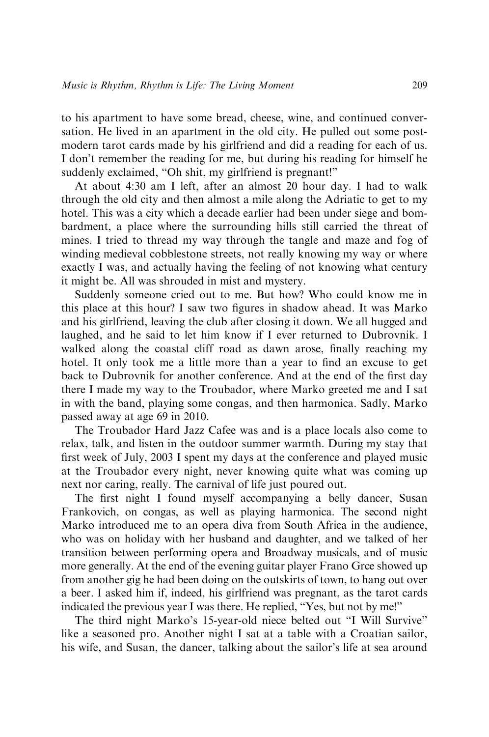to his apartment to have some bread, cheese, wine, and continued conversation. He lived in an apartment in the old city. He pulled out some post-modern tarot cards made by his girlfriend and did a reading for each of us. I don't remember the reading for me, but during his reading for himself he suddenly exclaimed, "Oh shit, my girlfriend is pregnant!"

At about 4:30 am I left, after an almost 20 hour day. I had to walk through the old city and then almost a mile along the Adriatic to get to my hotel. This was a city which a decade earlier had been under siege and bombardment, a place where the surrounding hills still carried the threat of mines. I tried to thread my way through the tangle and maze and fog of winding medieval cobblestone streets, not really knowing my way or where exactly I was, and actually having the feeling of not knowing what century it might be. All was shrouded in mist and mystery.

Suddenly someone cried out to me. But how? Who could know me in this place at this hour? I saw two figures in shadow ahead. It was Marko and his girlfriend, leaving the club after closing it down. We all hugged and laughed, and he said to let him know if I ever returned to Dubrovnik. I walked along the coastal cliff road as dawn arose, finally reaching my hotel. It only took me a little more than a year to find an excuse to get back to Dubrovnik for another conference. And at the end of the first day there I made my way to the Troubador, where Marko greeted me and I sat in with the band, playing some congas, and then harmonica. Sadly, Marko passed away at age 69 in 2010.

The Troubador Hard Jazz Cafee was and is a place locals also come to relax, talk, and listen in the outdoor summer warmth. During my stay that first week of July, 2003 I spent my days at the conference and played music at the Troubador every night, never knowing quite what was coming up next nor caring, really. The carnival of life just poured out.

The first night I found myself accompanying a belly dancer, Susan Frankovich, on congas, as well as playing harmonica. The second night Marko introduced me to an opera diva from South Africa in the audience, who was on holiday with her husband and daughter, and we talked of her transition between performing opera and Broadway musicals, and of music more generally. At the end of the evening guitar player Frano Grce showed up from another gig he had been doing on the outskirts of town, to hang out over a beer. I asked him if, indeed, his girlfriend was pregnant, as the tarot cards indicated the previous year I was there. He replied, "Yes, but not by me!"

The third night Marko's 15-year-old niece belted out "I Will Survive" like a seasoned pro. Another night I sat at a table with a Croatian sailor, his wife, and Susan, the dancer, talking about the sailor's life at sea around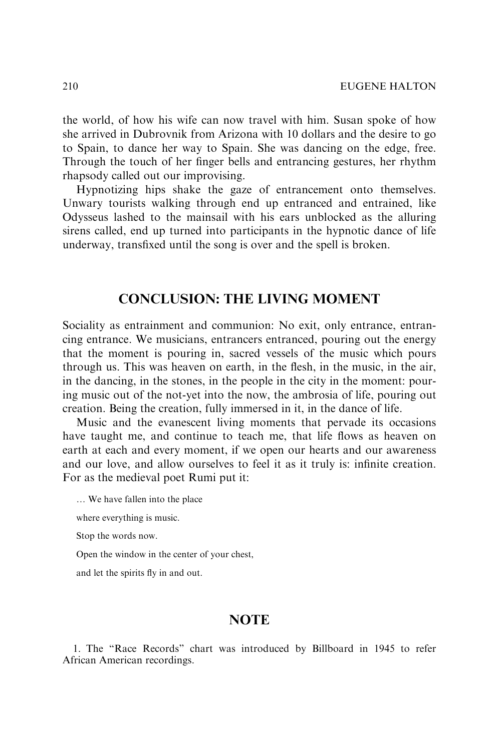the world, of how his wife can now travel with him. Susan spoke of how she arrived in Dubrovnik from Arizona with 10 dollars and the desire to go to Spain, to dance her way to Spain. She was dancing on the edge, free. Through the touch of her finger bells and entrancing gestures, her rhythm rhapsody called out our improvising.

Hypnotizing hips shake the gaze of entrancement onto themselves. Unwary tourists walking through end up entranced and entrained, like Odysseus lashed to the mainsail with his ears unblocked as the alluring sirens called, end up turned into participants in the hypnotic dance of life underway, transfixed until the song is over and the spell is broken.

## CONCLUSION: THE LIVING MOMENT

Sociality as entrainment and communion: No exit, only entrance, entrancing entrance. We musicians, entrancers entranced, pouring out the energy that the moment is pouring in, sacred vessels of the music which pours through us. This was heaven on earth, in the flesh, in the music, in the air, in the dancing, in the stones, in the people in the city in the moment: pouring music out of the not-yet into the now, the ambrosia of life, pouring out creation. Being the creation, fully immersed in it, in the dance of life.

Music and the evanescent living moments that pervade its occasions have taught me, and continue to teach me, that life flows as heaven on earth at each and every moment, if we open our hearts and our awareness and our love, and allow ourselves to feel it as it truly is: infinite creation. For as the medieval poet Rumi put it:

> … We have fallen into the place
>
> where everything is music.
>
> Stop the words now.
>
> Open the window in the center of your chest,
>
> and let the spirits fly in and out.

## NOTE

1. The "Race Records" chart was introduced by Billboard in 1945 to refer African American recordings.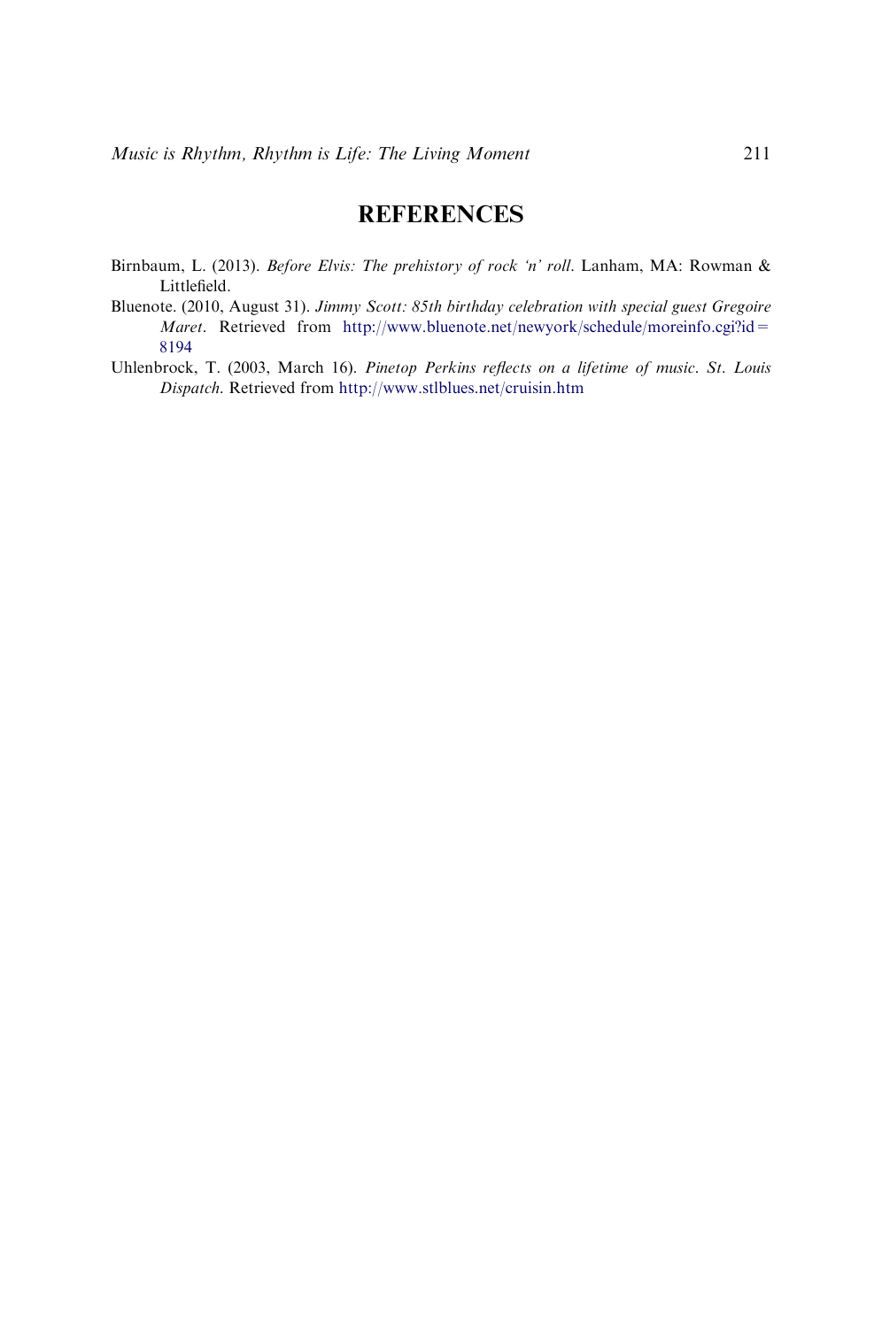# REFERENCES

Birnbaum, L. (2013). *Before Elvis: The prehistory of rock 'n' roll*. Lanham, MA: Rowman & Littlefield.

Bluenote. (2010, August 31). *Jimmy Scott: 85th birthday celebration with special guest Gregoire Maret*. Retrieved from http://www.bluenote.net/newyork/schedule/moreinfo.cgi?id=8194

Uhlenbrock, T. (2003, March 16). *Pinetop Perkins reflects on a lifetime of music*. *St. Louis Dispatch*. Retrieved from http://www.stlblues.net/cruisin.htm